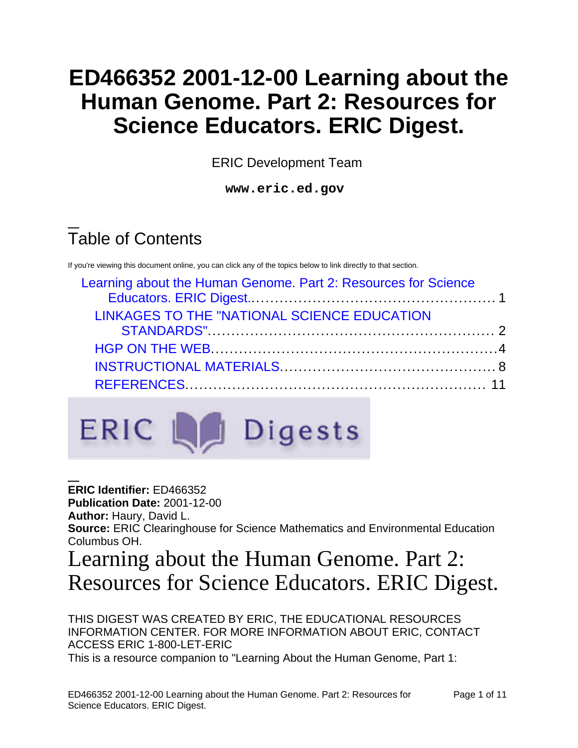# ED466352 2001-12-00 Learning about the Human Genome. Part 2: Resources for Science Educators. ERIC Digest.

ERIC Development Team

**www.eric.ed.gov**

## Table of Contents

If you're viewing this document online, you can click any of the topics below to link directly to that section.

- Learning about the Human Genome. Part 2: Resources for Science Educators. ERIC Digest.................................................... 1
  - LINKAGES TO THE "NATIONAL SCIENCE EDUCATION STANDARDS"........................................................... 2
  - HGP ON THE WEB...........................................................4
  - INSTRUCTIONAL MATERIALS.............................................8
  - REFERENCES............................................................... 11

**ERIC Identifier:** ED466352
**Publication Date:** 2001-12-00
**Author:** Haury, David L.
**Source:** ERIC Clearinghouse for Science Mathematics and Environmental Education Columbus OH.

# Learning about the Human Genome. Part 2: Resources for Science Educators. ERIC Digest.

THIS DIGEST WAS CREATED BY ERIC, THE EDUCATIONAL RESOURCES INFORMATION CENTER. FOR MORE INFORMATION ABOUT ERIC, CONTACT ACCESS ERIC 1-800-LET-ERIC

This is a resource companion to "Learning About the Human Genome, Part 1: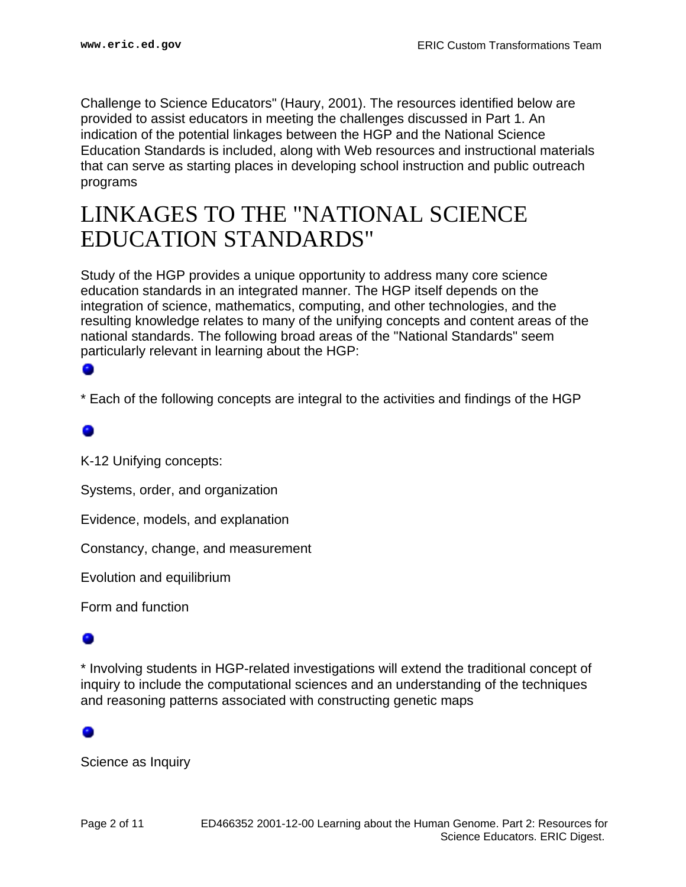Challenge to Science Educators" (Haury, 2001). The resources identified below are provided to assist educators in meeting the challenges discussed in Part 1. An indication of the potential linkages between the HGP and the National Science Education Standards is included, along with Web resources and instructional materials that can serve as starting places in developing school instruction and public outreach programs

# LINKAGES TO THE "NATIONAL SCIENCE EDUCATION STANDARDS"

Study of the HGP provides a unique opportunity to address many core science education standards in an integrated manner. The HGP itself depends on the integration of science, mathematics, computing, and other technologies, and the resulting knowledge relates to many of the unifying concepts and content areas of the national standards. The following broad areas of the "National Standards" seem particularly relevant in learning about the HGP:

* Each of the following concepts are integral to the activities and findings of the HGP

K-12 Unifying concepts:

Systems, order, and organization

Evidence, models, and explanation

Constancy, change, and measurement

Evolution and equilibrium

Form and function

* Involving students in HGP-related investigations will extend the traditional concept of inquiry to include the computational sciences and an understanding of the techniques and reasoning patterns associated with constructing genetic maps

Science as Inquiry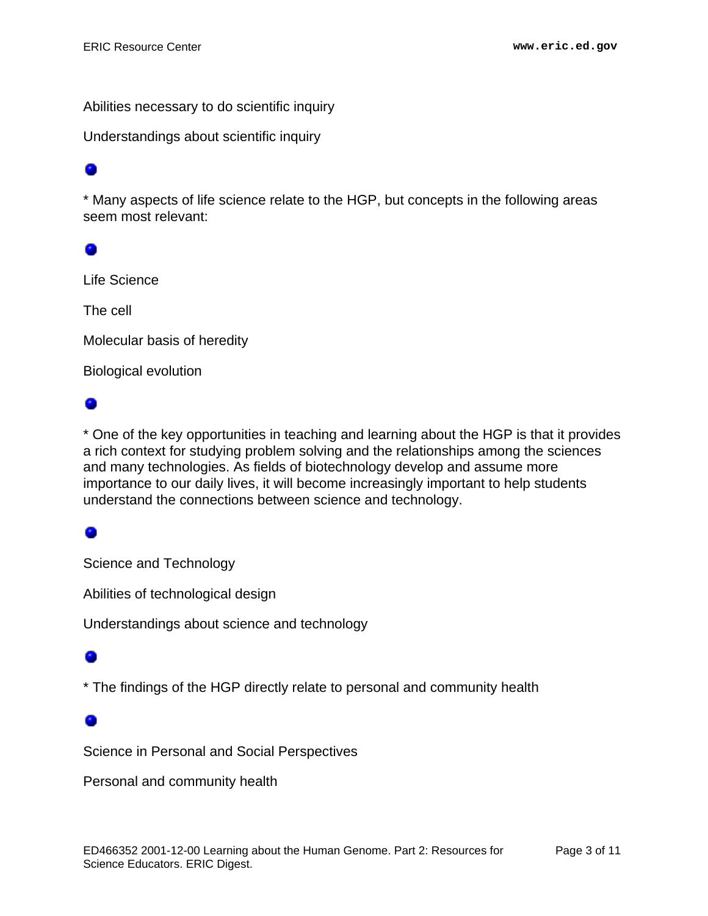Abilities necessary to do scientific inquiry

Understandings about scientific inquiry

* Many aspects of life science relate to the HGP, but concepts in the following areas seem most relevant:

Life Science

The cell

Molecular basis of heredity

Biological evolution

* One of the key opportunities in teaching and learning about the HGP is that it provides a rich context for studying problem solving and the relationships among the sciences and many technologies. As fields of biotechnology develop and assume more importance to our daily lives, it will become increasingly important to help students understand the connections between science and technology.

Science and Technology

Abilities of technological design

Understandings about science and technology

* The findings of the HGP directly relate to personal and community health

Science in Personal and Social Perspectives

Personal and community health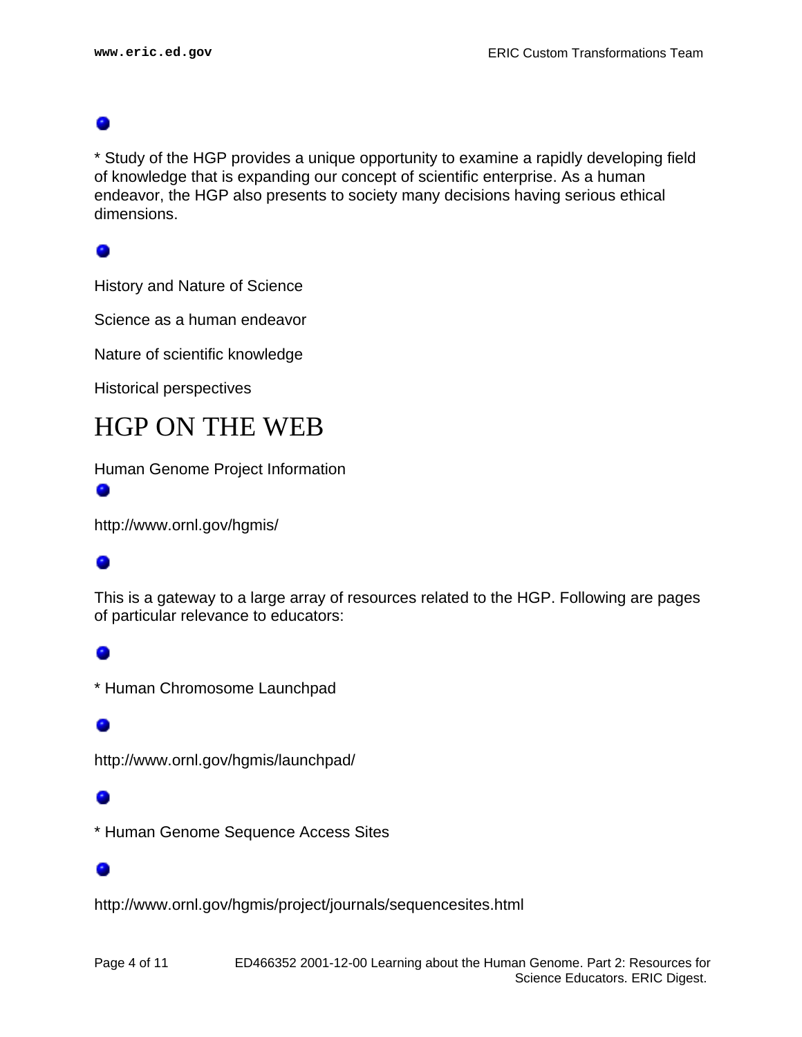* Study of the HGP provides a unique opportunity to examine a rapidly developing field of knowledge that is expanding our concept of scientific enterprise. As a human endeavor, the HGP also presents to society many decisions having serious ethical dimensions.

History and Nature of Science

Science as a human endeavor

Nature of scientific knowledge

Historical perspectives

# HGP ON THE WEB

Human Genome Project Information

http://www.ornl.gov/hgmis/

This is a gateway to a large array of resources related to the HGP. Following are pages of particular relevance to educators:

* Human Chromosome Launchpad

http://www.ornl.gov/hgmis/launchpad/

* Human Genome Sequence Access Sites

http://www.ornl.gov/hgmis/project/journals/sequencesites.html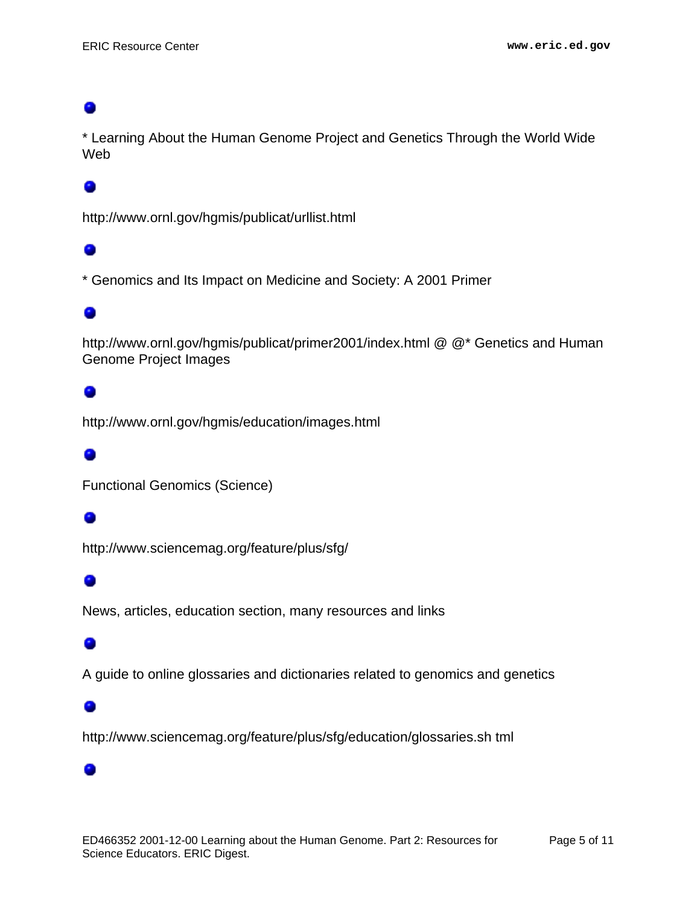* Learning About the Human Genome Project and Genetics Through the World Wide Web

http://www.ornl.gov/hgmis/publicat/urllist.html

* Genomics and Its Impact on Medicine and Society: A 2001 Primer

http://www.ornl.gov/hgmis/publicat/primer2001/index.html @ @* Genetics and Human Genome Project Images

http://www.ornl.gov/hgmis/education/images.html

Functional Genomics (Science)

http://www.sciencemag.org/feature/plus/sfg/

News, articles, education section, many resources and links

A guide to online glossaries and dictionaries related to genomics and genetics

http://www.sciencemag.org/feature/plus/sfg/education/glossaries.sh tml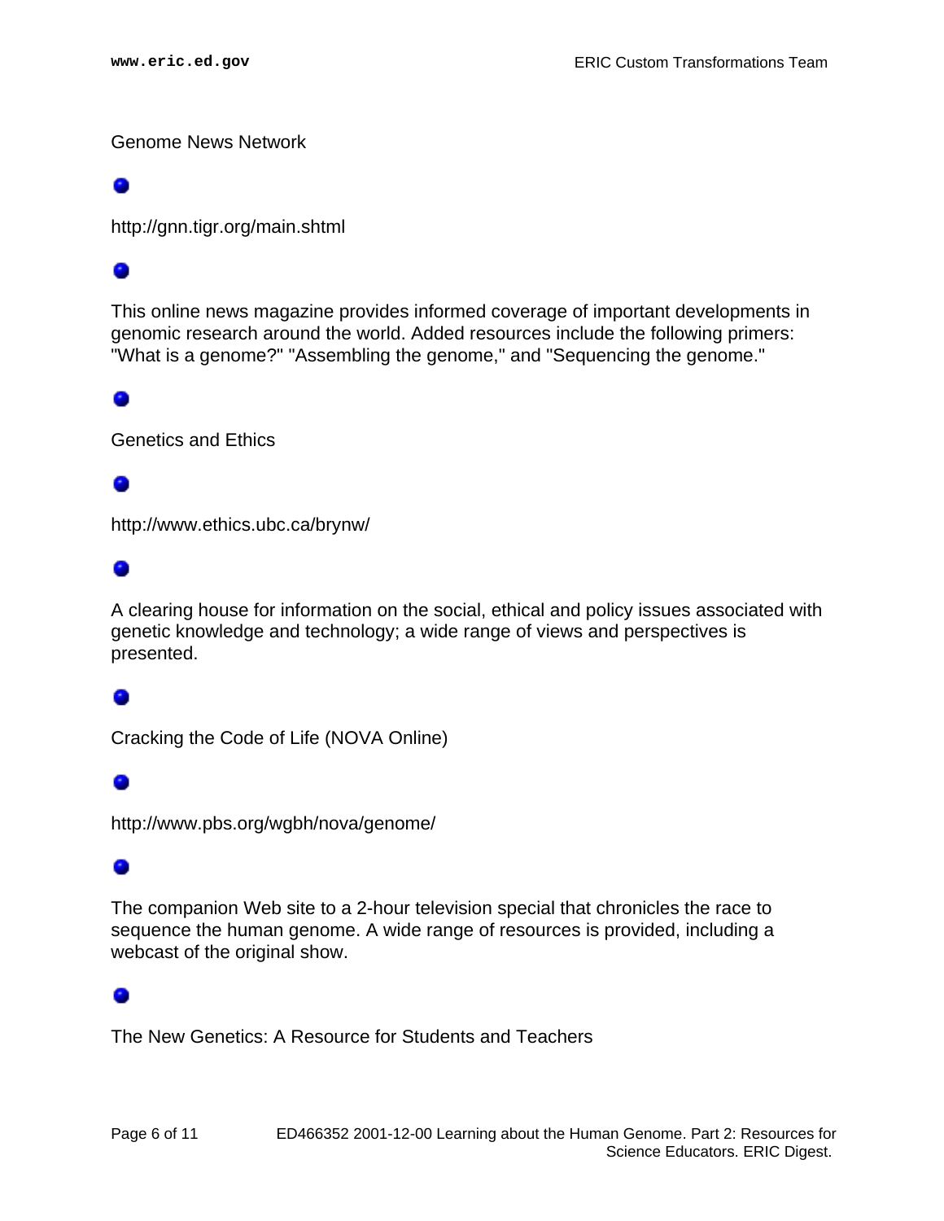Genome News Network

http://gnn.tigr.org/main.shtml

This online news magazine provides informed coverage of important developments in genomic research around the world. Added resources include the following primers: "What is a genome?" "Assembling the genome," and "Sequencing the genome."

Genetics and Ethics

http://www.ethics.ubc.ca/brynw/

A clearing house for information on the social, ethical and policy issues associated with genetic knowledge and technology; a wide range of views and perspectives is presented.

Cracking the Code of Life (NOVA Online)

http://www.pbs.org/wgbh/nova/genome/

The companion Web site to a 2-hour television special that chronicles the race to sequence the human genome. A wide range of resources is provided, including a webcast of the original show.

The New Genetics: A Resource for Students and Teachers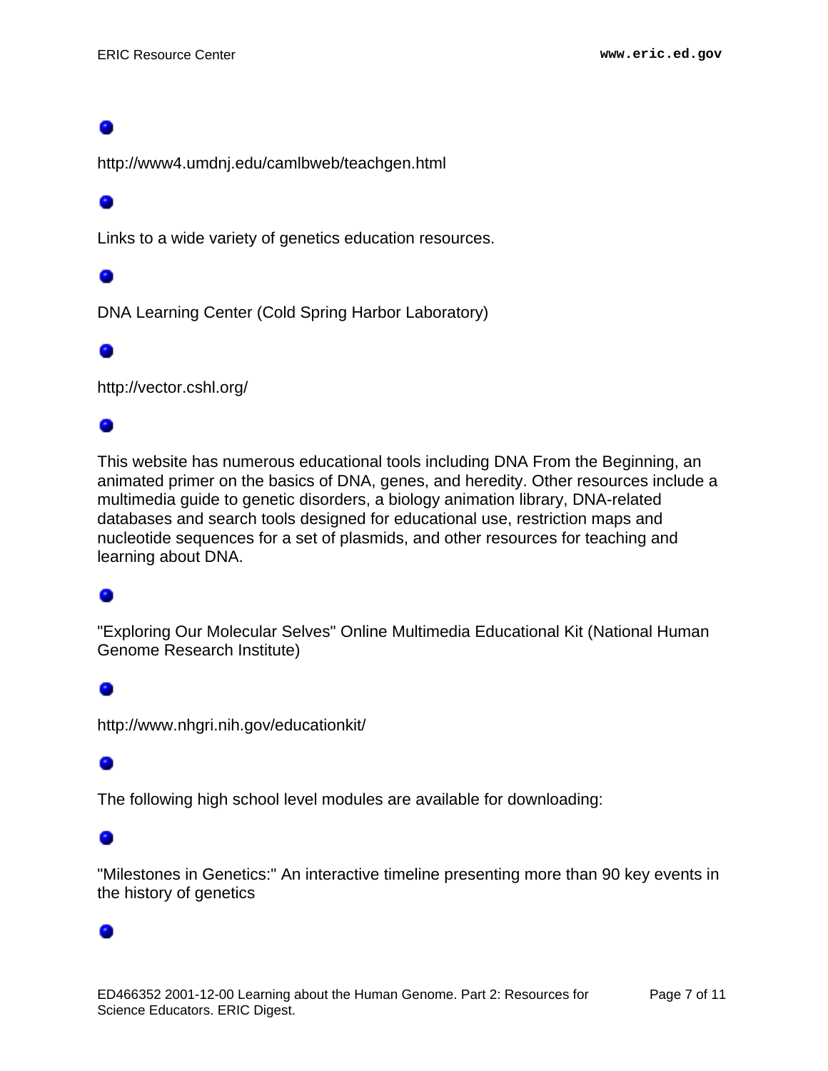- http://www4.umdnj.edu/camlbweb/teachgen.html

- Links to a wide variety of genetics education resources.

- DNA Learning Center (Cold Spring Harbor Laboratory)

- http://vector.cshl.org/

- This website has numerous educational tools including DNA From the Beginning, an animated primer on the basics of DNA, genes, and heredity. Other resources include a multimedia guide to genetic disorders, a biology animation library, DNA-related databases and search tools designed for educational use, restriction maps and nucleotide sequences for a set of plasmids, and other resources for teaching and learning about DNA.

- "Exploring Our Molecular Selves" Online Multimedia Educational Kit (National Human Genome Research Institute)

- http://www.nhgri.nih.gov/educationkit/

- The following high school level modules are available for downloading:

- "Milestones in Genetics:" An interactive timeline presenting more than 90 key events in the history of genetics

-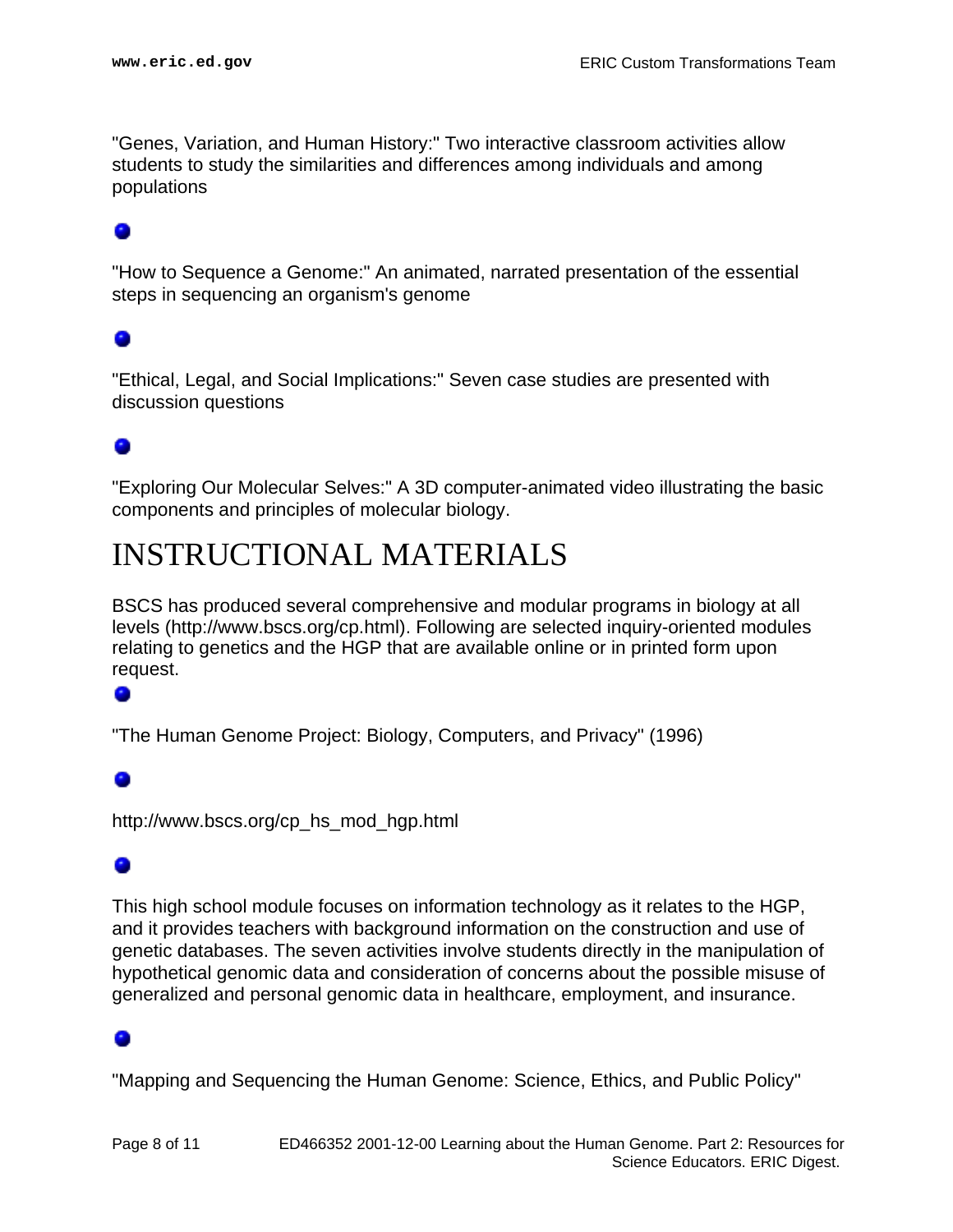"Genes, Variation, and Human History:" Two interactive classroom activities allow students to study the similarities and differences among individuals and among populations

- "How to Sequence a Genome:" An animated, narrated presentation of the essential steps in sequencing an organism's genome

- "Ethical, Legal, and Social Implications:" Seven case studies are presented with discussion questions

- "Exploring Our Molecular Selves:" A 3D computer-animated video illustrating the basic components and principles of molecular biology.

# INSTRUCTIONAL MATERIALS

BSCS has produced several comprehensive and modular programs in biology at all levels (http://www.bscs.org/cp.html). Following are selected inquiry-oriented modules relating to genetics and the HGP that are available online or in printed form upon request.

- "The Human Genome Project: Biology, Computers, and Privacy" (1996)

- http://www.bscs.org/cp_hs_mod_hgp.html

- This high school module focuses on information technology as it relates to the HGP, and it provides teachers with background information on the construction and use of genetic databases. The seven activities involve students directly in the manipulation of hypothetical genomic data and consideration of concerns about the possible misuse of generalized and personal genomic data in healthcare, employment, and insurance.

- "Mapping and Sequencing the Human Genome: Science, Ethics, and Public Policy"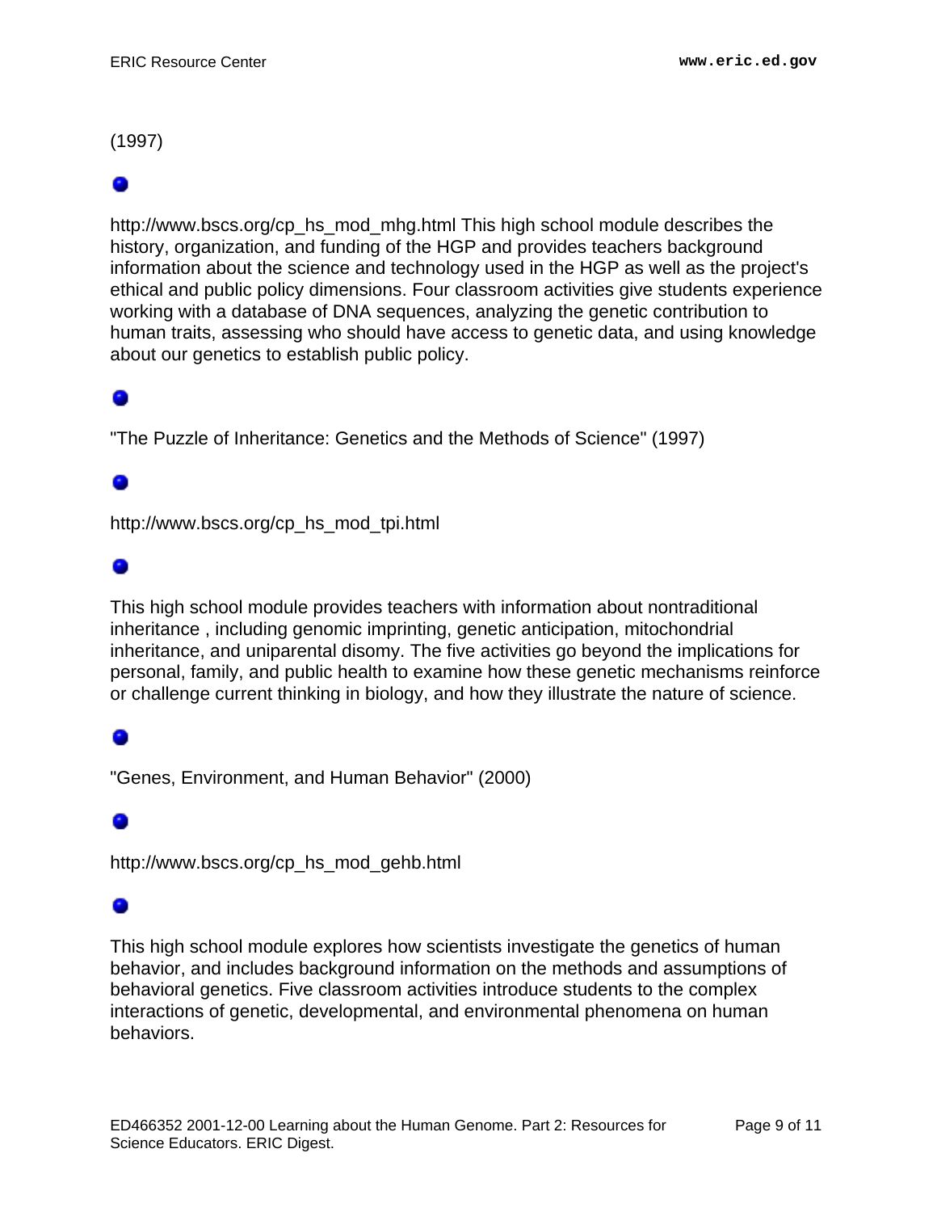(1997)

- http://www.bscs.org/cp_hs_mod_mhg.html This high school module describes the history, organization, and funding of the HGP and provides teachers background information about the science and technology used in the HGP as well as the project's ethical and public policy dimensions. Four classroom activities give students experience working with a database of DNA sequences, analyzing the genetic contribution to human traits, assessing who should have access to genetic data, and using knowledge about our genetics to establish public policy.

- "The Puzzle of Inheritance: Genetics and the Methods of Science" (1997)

- http://www.bscs.org/cp_hs_mod_tpi.html

- This high school module provides teachers with information about nontraditional inheritance , including genomic imprinting, genetic anticipation, mitochondrial inheritance, and uniparental disomy. The five activities go beyond the implications for personal, family, and public health to examine how these genetic mechanisms reinforce or challenge current thinking in biology, and how they illustrate the nature of science.

- "Genes, Environment, and Human Behavior" (2000)

- http://www.bscs.org/cp_hs_mod_gehb.html

- This high school module explores how scientists investigate the genetics of human behavior, and includes background information on the methods and assumptions of behavioral genetics. Five classroom activities introduce students to the complex interactions of genetic, developmental, and environmental phenomena on human behaviors.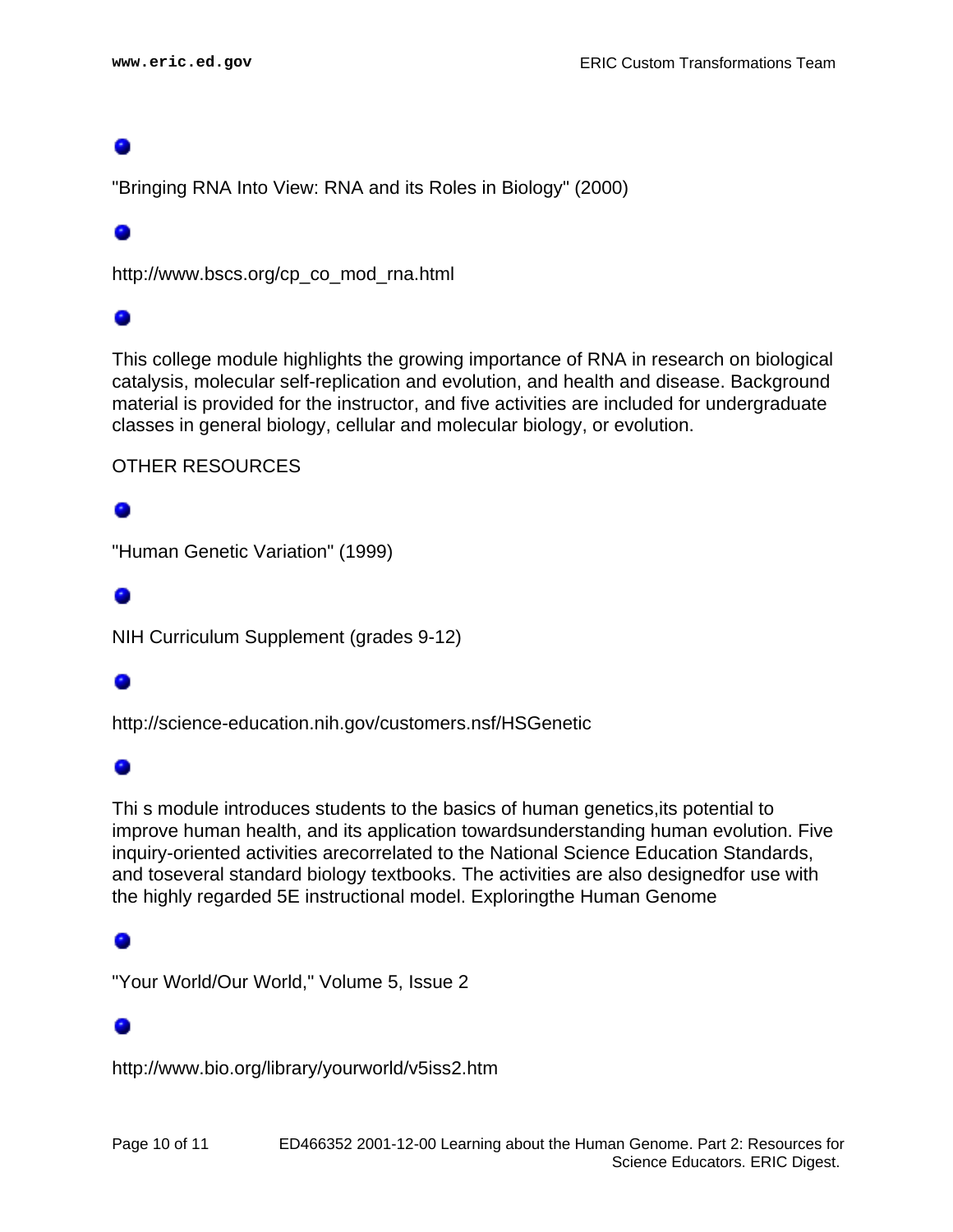- "Bringing RNA Into View: RNA and its Roles in Biology" (2000)
- http://www.bscs.org/cp_co_mod_rna.html
- This college module highlights the growing importance of RNA in research on biological catalysis, molecular self-replication and evolution, and health and disease. Background material is provided for the instructor, and five activities are included for undergraduate classes in general biology, cellular and molecular biology, or evolution.

OTHER RESOURCES

- "Human Genetic Variation" (1999)
- NIH Curriculum Supplement (grades 9-12)
- http://science-education.nih.gov/customers.nsf/HSGenetic
- Thi s module introduces students to the basics of human genetics,its potential to improve human health, and its application towardsunderstanding human evolution. Five inquiry-oriented activities arecorrelated to the National Science Education Standards, and toseveral standard biology textbooks. The activities are also designedfor use with the highly regarded 5E instructional model. Exploringthe Human Genome
- "Your World/Our World," Volume 5, Issue 2
- http://www.bio.org/library/yourworld/v5iss2.htm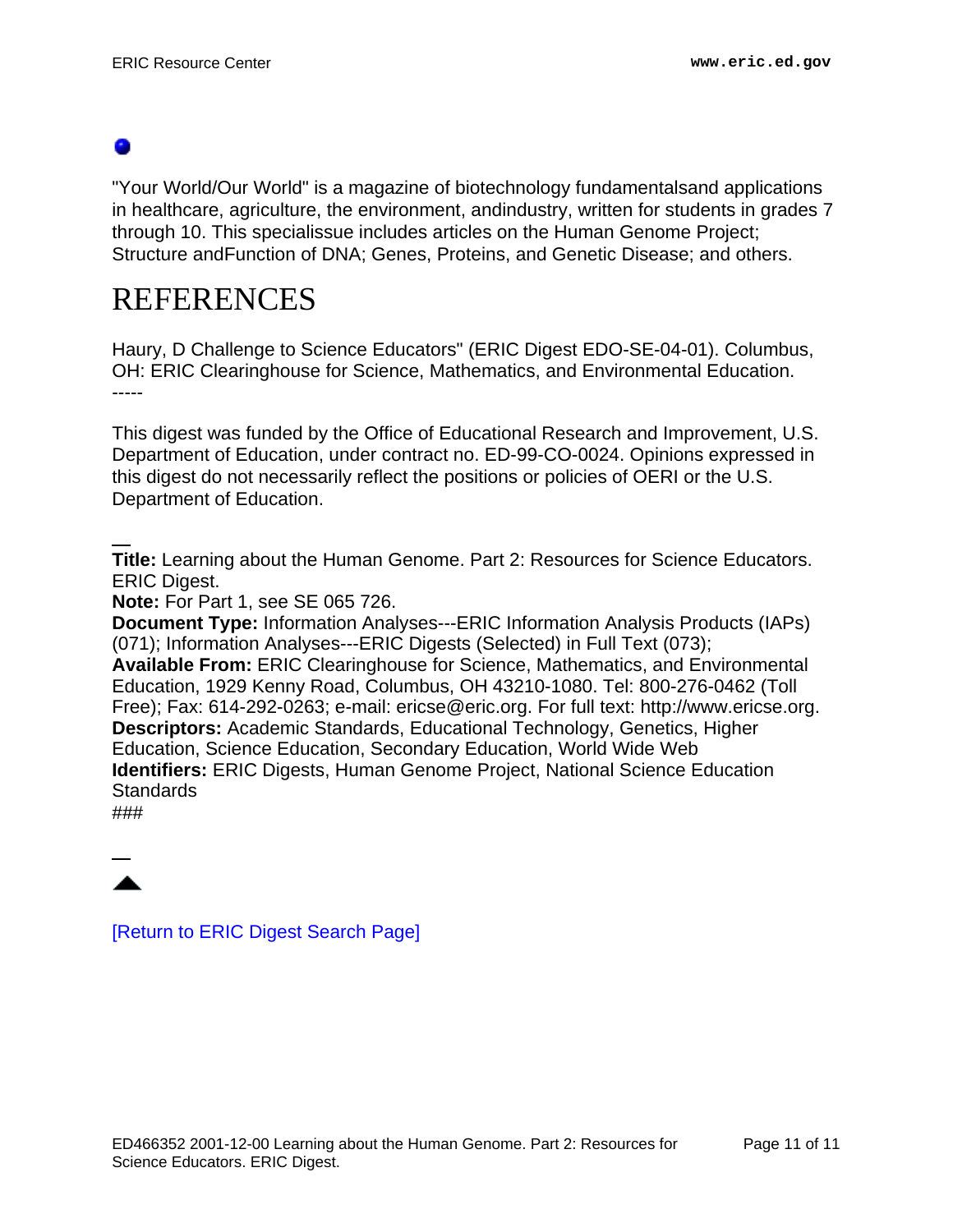"Your World/Our World" is a magazine of biotechnology fundamentalsand applications in healthcare, agriculture, the environment, andindustry, written for students in grades 7 through 10. This specialissue includes articles on the Human Genome Project; Structure andFunction of DNA; Genes, Proteins, and Genetic Disease; and others.

# REFERENCES

Haury, D Challenge to Science Educators" (ERIC Digest EDO-SE-04-01). Columbus, OH: ERIC Clearinghouse for Science, Mathematics, and Environmental Education.
-----

This digest was funded by the Office of Educational Research and Improvement, U.S. Department of Education, under contract no. ED-99-CO-0024. Opinions expressed in this digest do not necessarily reflect the positions or policies of OERI or the U.S. Department of Education.

---

**Title:** Learning about the Human Genome. Part 2: Resources for Science Educators. ERIC Digest.
**Note:** For Part 1, see SE 065 726.
**Document Type:** Information Analyses---ERIC Information Analysis Products (IAPs) (071); Information Analyses---ERIC Digests (Selected) in Full Text (073);
**Available From:** ERIC Clearinghouse for Science, Mathematics, and Environmental Education, 1929 Kenny Road, Columbus, OH 43210-1080. Tel: 800-276-0462 (Toll Free); Fax: 614-292-0263; e-mail: ericse@eric.org. For full text: http://www.ericse.org.
**Descriptors:** Academic Standards, Educational Technology, Genetics, Higher Education, Science Education, Secondary Education, World Wide Web
**Identifiers:** ERIC Digests, Human Genome Project, National Science Education Standards
###

---

[Return to ERIC Digest Search Page]